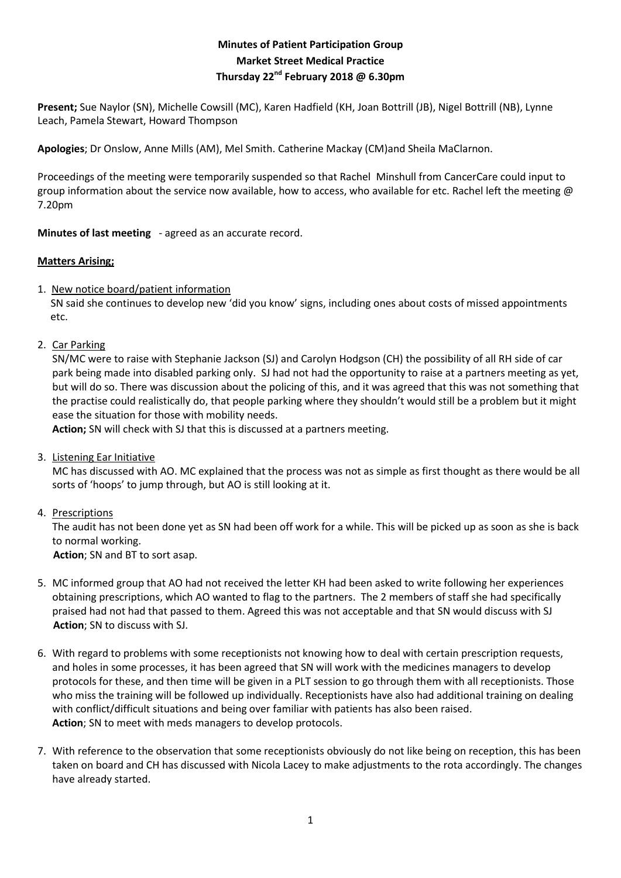**Minutes of Patient Participation Group**
**Market Street Medical Practice**
**Thursday 22nd February 2018 @ 6.30pm**

**Present;** Sue Naylor (SN), Michelle Cowsill (MC), Karen Hadfield (KH, Joan Bottrill (JB), Nigel Bottrill (NB), Lynne Leach, Pamela Stewart, Howard Thompson

**Apologies**; Dr Onslow, Anne Mills (AM), Mel Smith. Catherine Mackay (CM)and Sheila MaClarnon.

Proceedings of the meeting were temporarily suspended so that Rachel Minshull from CancerCare could input to group information about the service now available, how to access, who available for etc. Rachel left the meeting @ 7.20pm

**Minutes of last meeting** - agreed as an accurate record.

**Matters Arising;**

1. New notice board/patient information
   SN said she continues to develop new 'did you know' signs, including ones about costs of missed appointments etc.

2. Car Parking
   SN/MC were to raise with Stephanie Jackson (SJ) and Carolyn Hodgson (CH) the possibility of all RH side of car park being made into disabled parking only. SJ had not had the opportunity to raise at a partners meeting as yet, but will do so. There was discussion about the policing of this, and it was agreed that this was not something that the practise could realistically do, that people parking where they shouldn't would still be a problem but it might ease the situation for those with mobility needs.
   **Action;** SN will check with SJ that this is discussed at a partners meeting.

3. Listening Ear Initiative
   MC has discussed with AO. MC explained that the process was not as simple as first thought as there would be all sorts of 'hoops' to jump through, but AO is still looking at it.

4. Prescriptions
   The audit has not been done yet as SN had been off work for a while. This will be picked up as soon as she is back to normal working.
   **Action**; SN and BT to sort asap.

5. MC informed group that AO had not received the letter KH had been asked to write following her experiences obtaining prescriptions, which AO wanted to flag to the partners. The 2 members of staff she had specifically praised had not had that passed to them. Agreed this was not acceptable and that SN would discuss with SJ
   **Action**; SN to discuss with SJ.

6. With regard to problems with some receptionists not knowing how to deal with certain prescription requests, and holes in some processes, it has been agreed that SN will work with the medicines managers to develop protocols for these, and then time will be given in a PLT session to go through them with all receptionists. Those who miss the training will be followed up individually. Receptionists have also had additional training on dealing with conflict/difficult situations and being over familiar with patients has also been raised.
   **Action**; SN to meet with meds managers to develop protocols.

7. With reference to the observation that some receptionists obviously do not like being on reception, this has been taken on board and CH has discussed with Nicola Lacey to make adjustments to the rota accordingly. The changes have already started.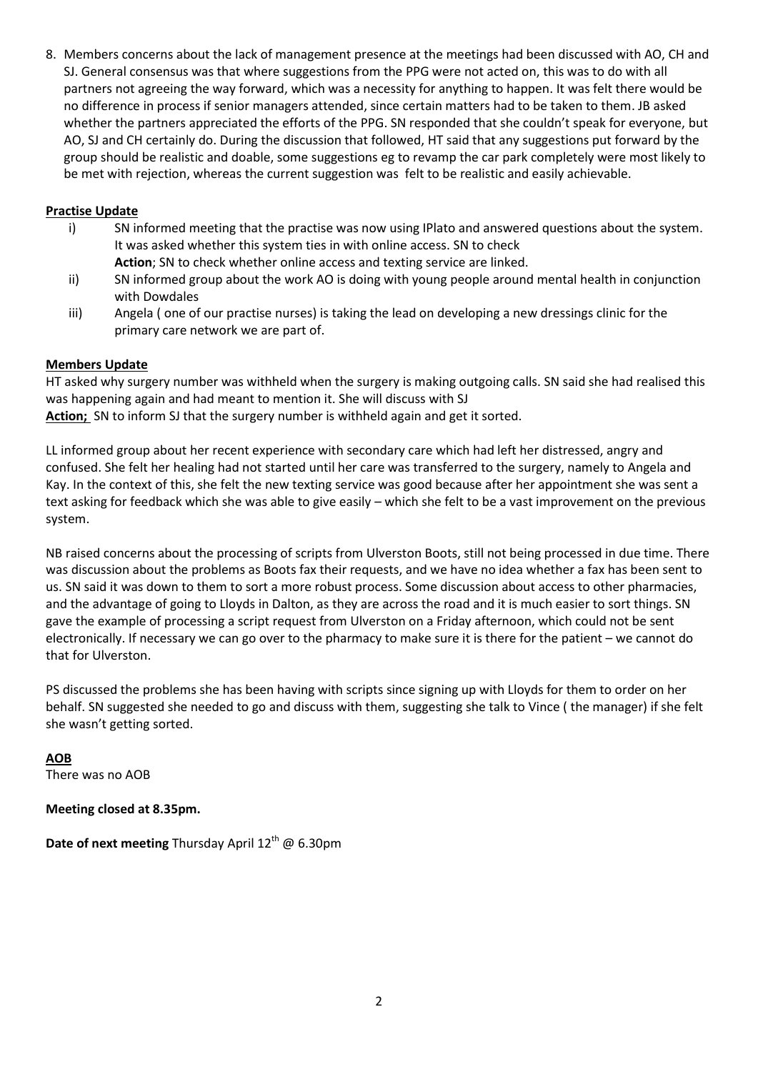8. Members concerns about the lack of management presence at the meetings had been discussed with AO, CH and SJ. General consensus was that where suggestions from the PPG were not acted on, this was to do with all partners not agreeing the way forward, which was a necessity for anything to happen. It was felt there would be no difference in process if senior managers attended, since certain matters had to be taken to them. JB asked whether the partners appreciated the efforts of the PPG. SN responded that she couldn't speak for everyone, but AO, SJ and CH certainly do. During the discussion that followed, HT said that any suggestions put forward by the group should be realistic and doable, some suggestions eg to revamp the car park completely were most likely to be met with rejection, whereas the current suggestion was felt to be realistic and easily achievable.

**Practise Update**

i) SN informed meeting that the practise was now using IPlato and answered questions about the system. It was asked whether this system ties in with online access. SN to check
**Action**; SN to check whether online access and texting service are linked.

ii) SN informed group about the work AO is doing with young people around mental health in conjunction with Dowdales

iii) Angela ( one of our practise nurses) is taking the lead on developing a new dressings clinic for the primary care network we are part of.

**Members Update**

HT asked why surgery number was withheld when the surgery is making outgoing calls. SN said she had realised this was happening again and had meant to mention it. She will discuss with SJ
**Action;** SN to inform SJ that the surgery number is withheld again and get it sorted.

LL informed group about her recent experience with secondary care which had left her distressed, angry and confused. She felt her healing had not started until her care was transferred to the surgery, namely to Angela and Kay. In the context of this, she felt the new texting service was good because after her appointment she was sent a text asking for feedback which she was able to give easily – which she felt to be a vast improvement on the previous system.

NB raised concerns about the processing of scripts from Ulverston Boots, still not being processed in due time. There was discussion about the problems as Boots fax their requests, and we have no idea whether a fax has been sent to us. SN said it was down to them to sort a more robust process. Some discussion about access to other pharmacies, and the advantage of going to Lloyds in Dalton, as they are across the road and it is much easier to sort things. SN gave the example of processing a script request from Ulverston on a Friday afternoon, which could not be sent electronically. If necessary we can go over to the pharmacy to make sure it is there for the patient – we cannot do that for Ulverston.

PS discussed the problems she has been having with scripts since signing up with Lloyds for them to order on her behalf. SN suggested she needed to go and discuss with them, suggesting she talk to Vince ( the manager) if she felt she wasn't getting sorted.

**AOB**

There was no AOB

**Meeting closed at 8.35pm.**

**Date of next meeting** Thursday April 12th @ 6.30pm